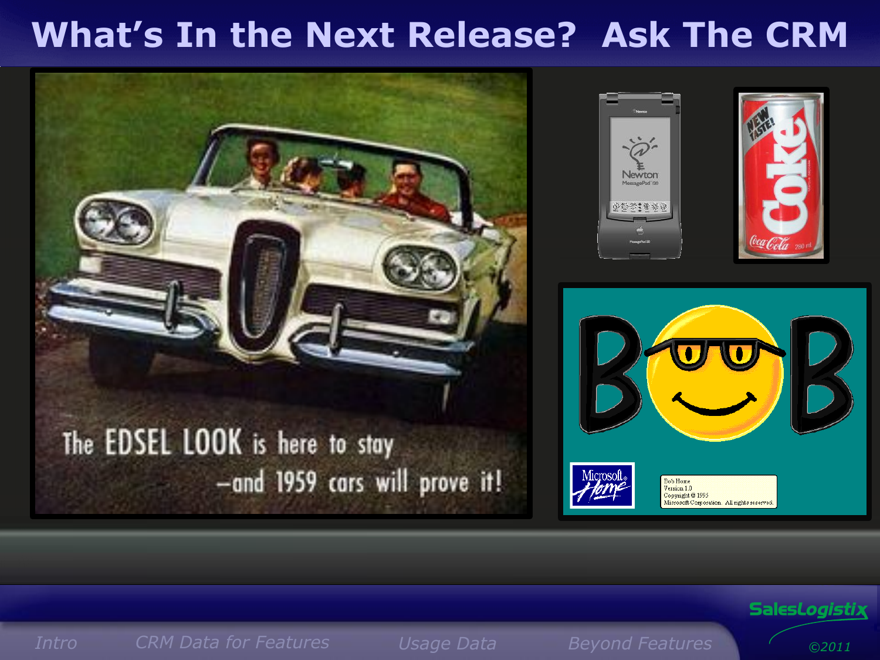# What's In the Next Release? Ask The CRM

The EDSEL LOOK is here to stay
—and 1959 cars will prove it!

Intro | CRM Data for Features | Usage Data | Beyond Features

SalesLogistix
©2011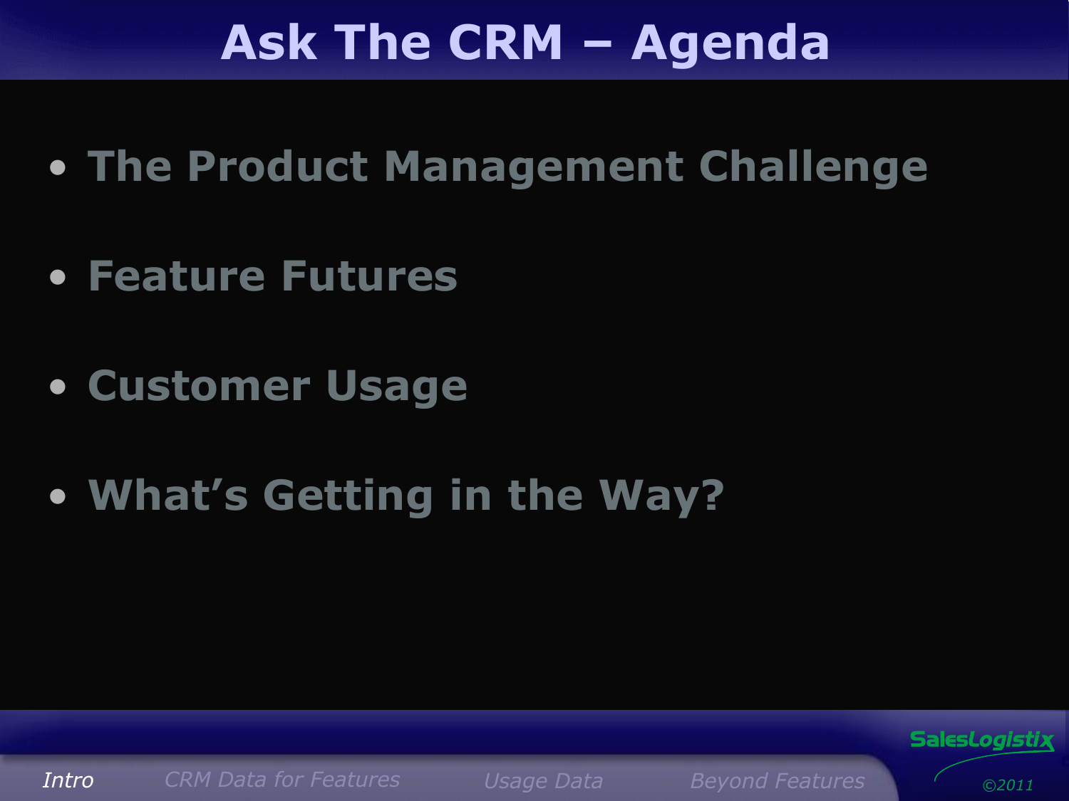# Ask The CRM – Agenda

- The Product Management Challenge
- Feature Futures
- Customer Usage
- What's Getting in the Way?

*Intro* *CRM Data for Features* *Usage Data* *Beyond Features*

SalesLogistix ©2011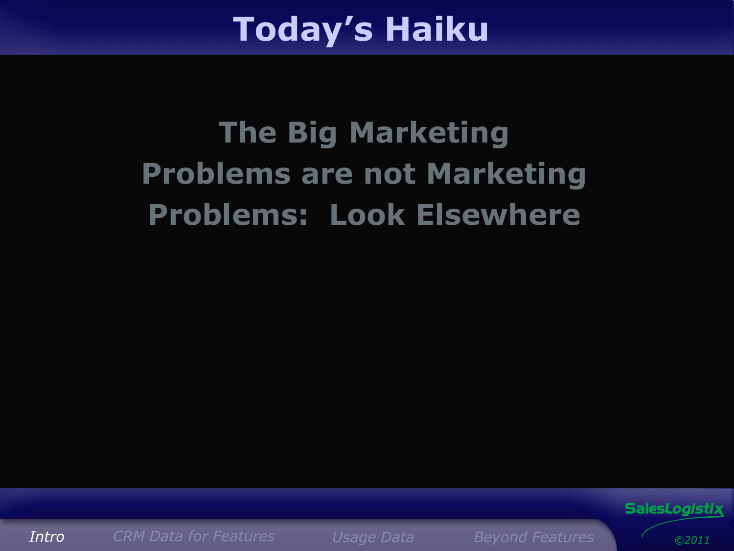# Today's Haiku

**The Big Marketing Problems are not Marketing Problems: Look Elsewhere**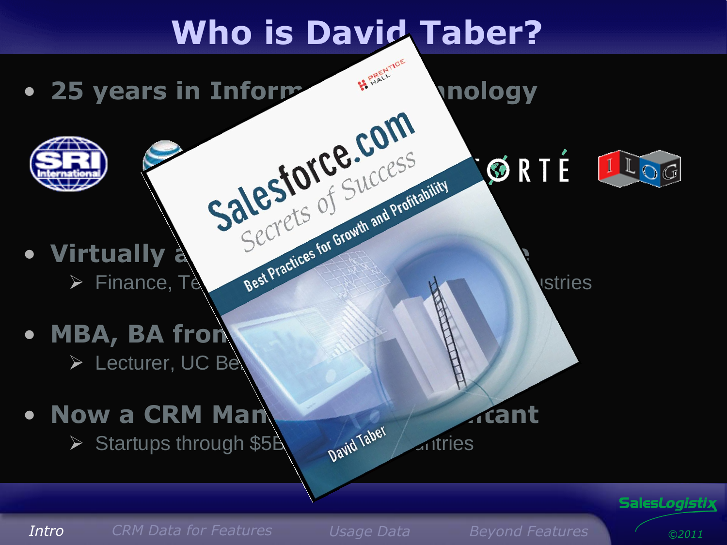# Who is David Taber?

- 25 years in Inform... ...nology
- Virtually a... ...e
  - Finance, Te... ...ustries
- MBA, BA fron...
  - Lecturer, UC Be...
- Now a CRM Man... ...tant
  - Startups through $5B... ...ntries

Salesforce.com Secrets of Success

Best Practices for Growth and Profitability

David Taber

Prentice Hall

Intro | CRM Data for Features | Usage Data | Beyond Features

SalesLogistix ©2011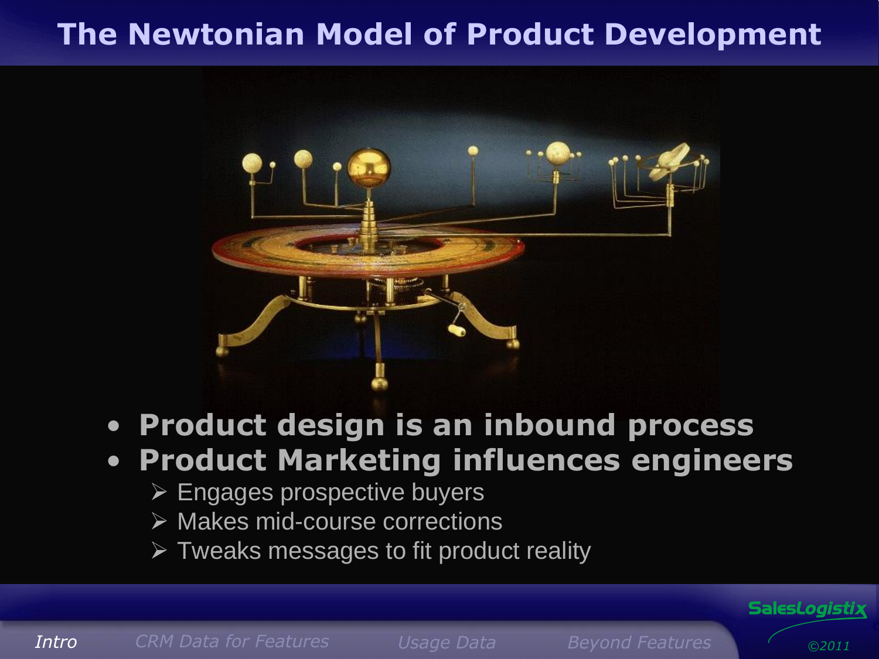# The Newtonian Model of Product Development

- **Product design is an inbound process**
- **Product Marketing influences engineers**
  - Engages prospective buyers
  - Makes mid-course corrections
  - Tweaks messages to fit product reality

*Intro* | *CRM Data for Features* | *Usage Data* | *Beyond Features*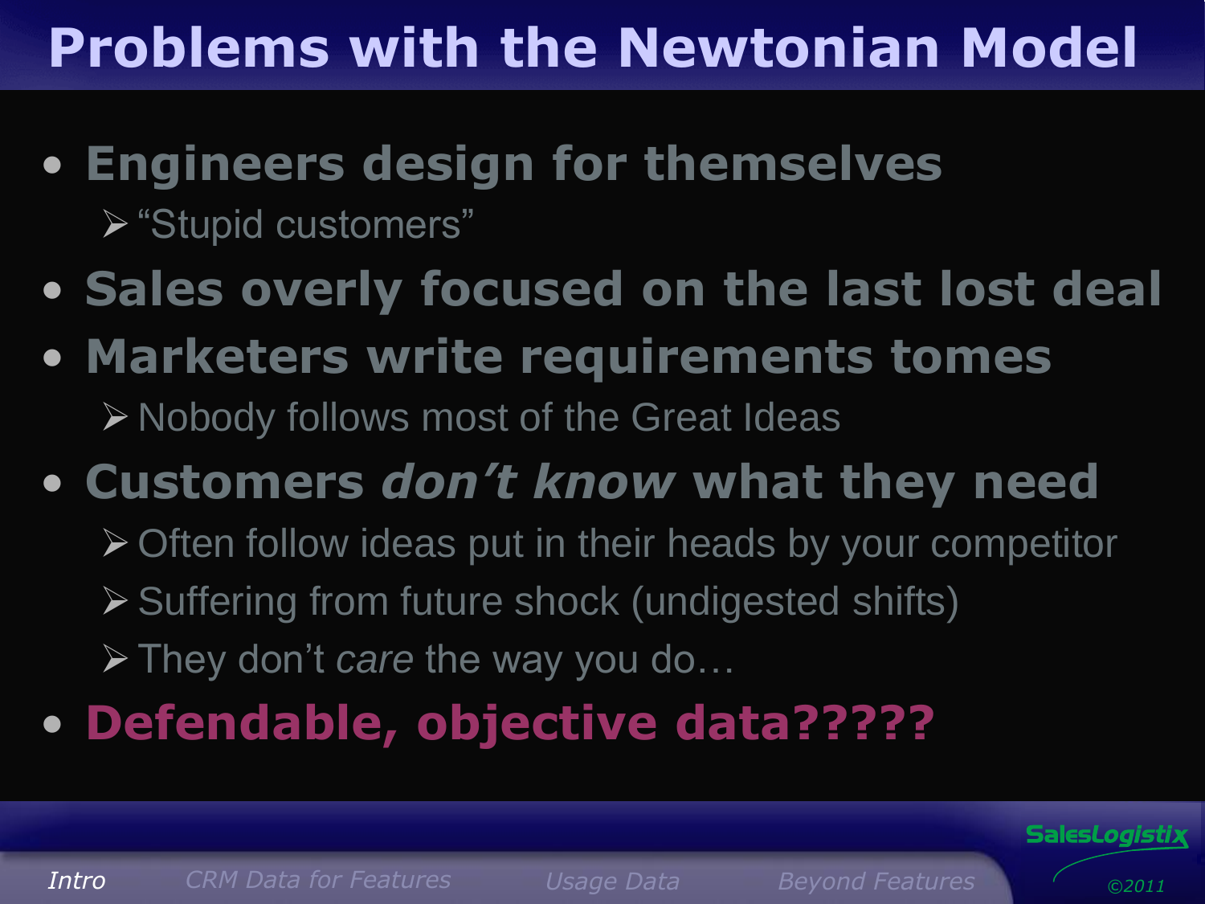# Problems with the Newtonian Model

- **Engineers design for themselves**
  - "Stupid customers"
- **Sales overly focused on the last lost deal**
- **Marketers write requirements tomes**
  - Nobody follows most of the Great Ideas
- **Customers *don't know* what they need**
  - Often follow ideas put in their heads by your competitor
  - Suffering from future shock (undigested shifts)
  - They don't *care* the way you do…
- **Defendable, objective data?????**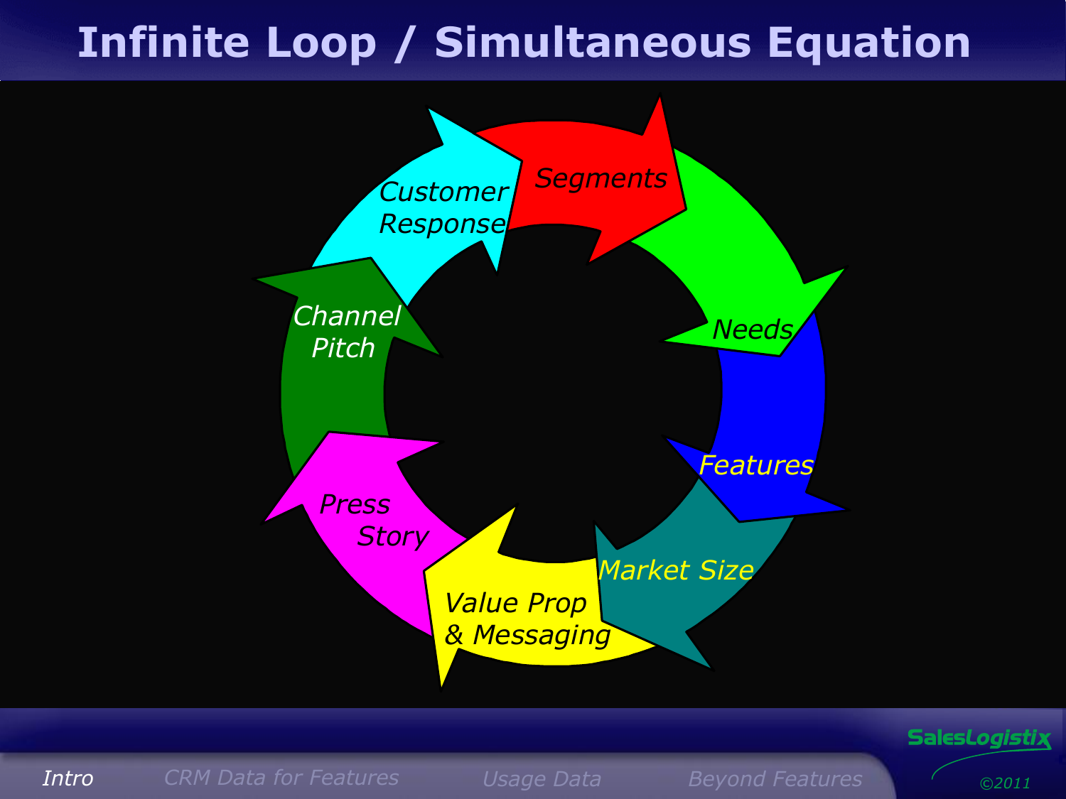# Infinite Loop / Simultaneous Equation

- Segments
- Needs
- Features
- Market Size
- Value Prop & Messaging
- Press Story
- Channel Pitch
- Customer Response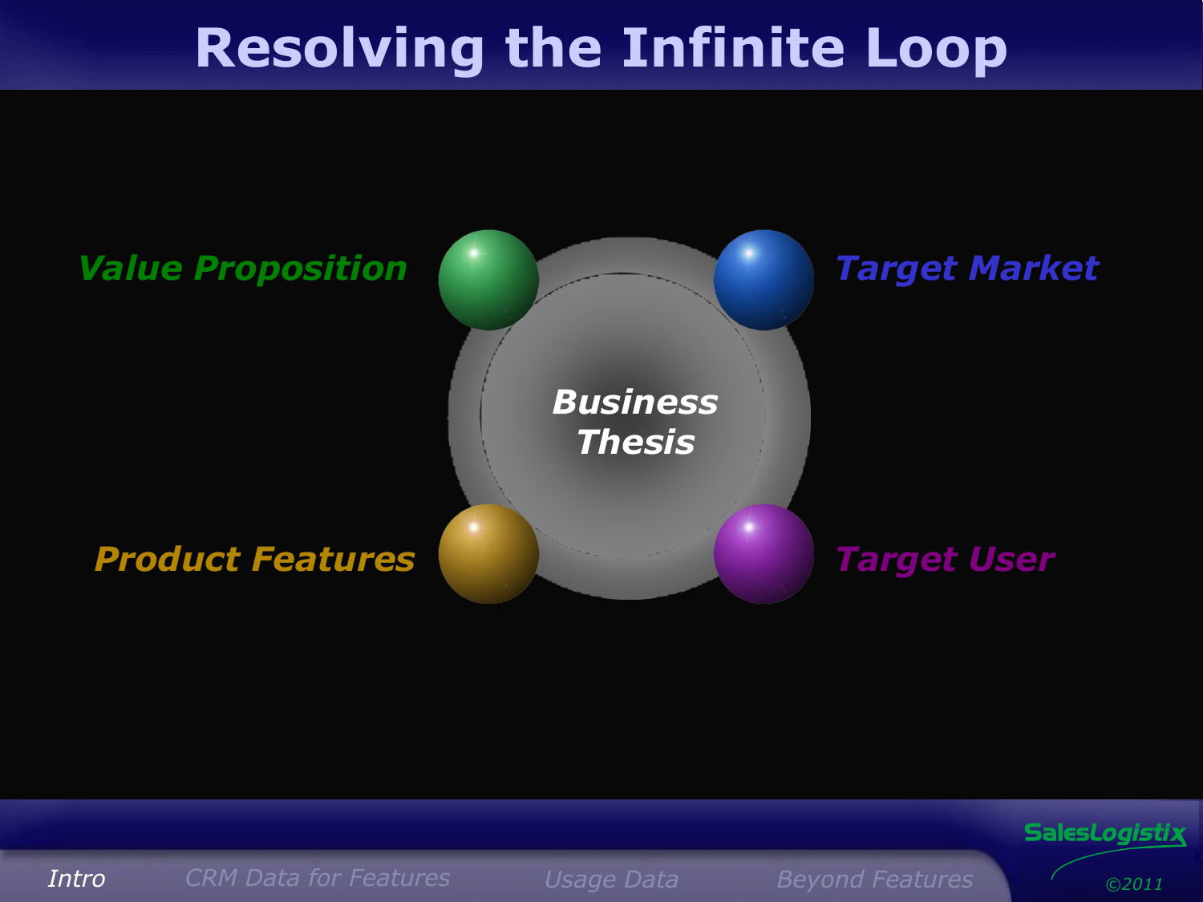# Resolving the Infinite Loop

*Value Proposition*

*Target Market*

*Business Thesis*

*Product Features*

*Target User*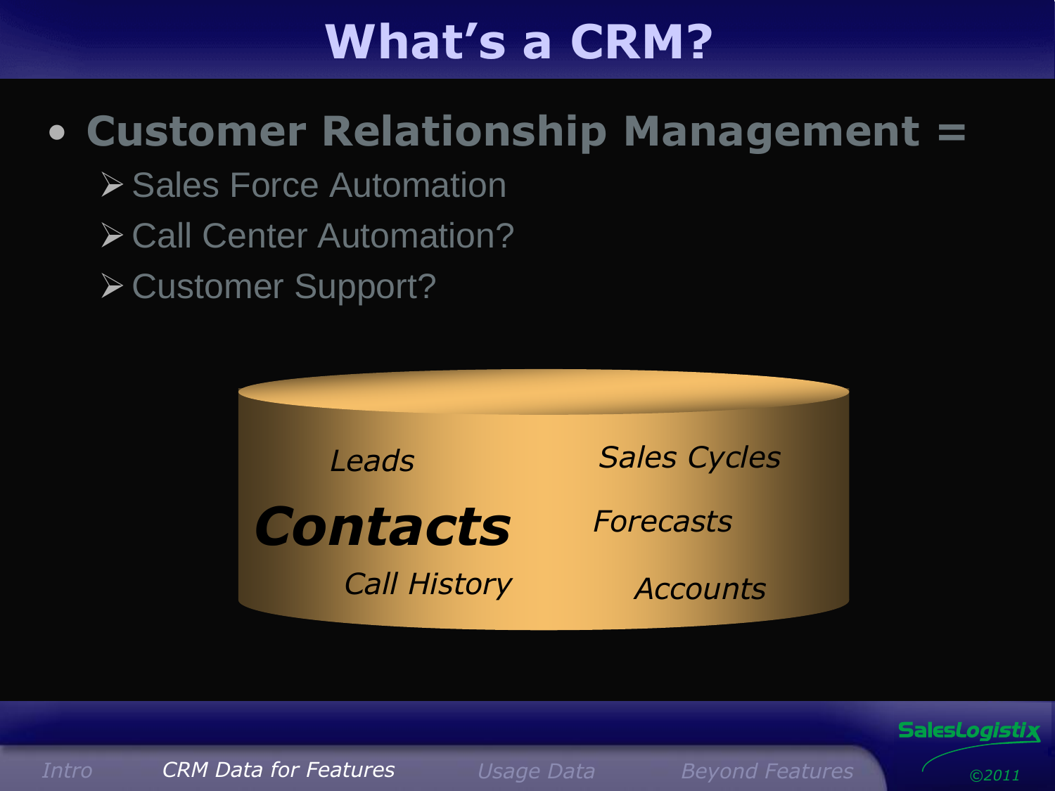# What's a CRM?

- **Customer Relationship Management =**
  - Sales Force Automation
  - Call Center Automation?
  - Customer Support?

*Leads*

***Contacts***

*Call History*

*Sales Cycles*

*Forecasts*

*Accounts*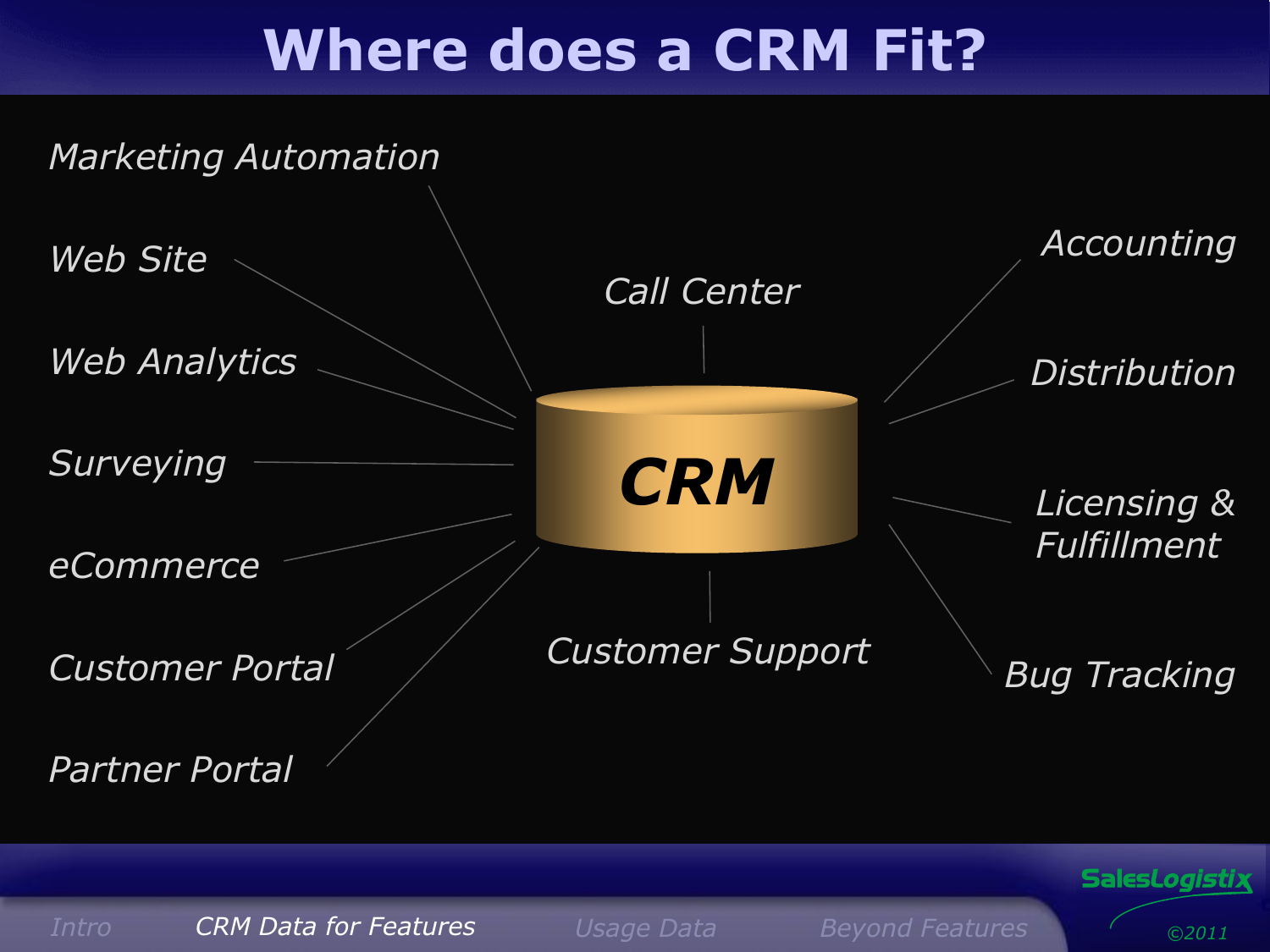# Where does a CRM Fit?

*Marketing Automation*

*Web Site*

*Web Analytics*

*Surveying*

*eCommerce*

*Customer Portal*

*Partner Portal*

*Call Center*

**CRM**

*Customer Support*

*Accounting*

*Distribution*

*Licensing & Fulfillment*

*Bug Tracking*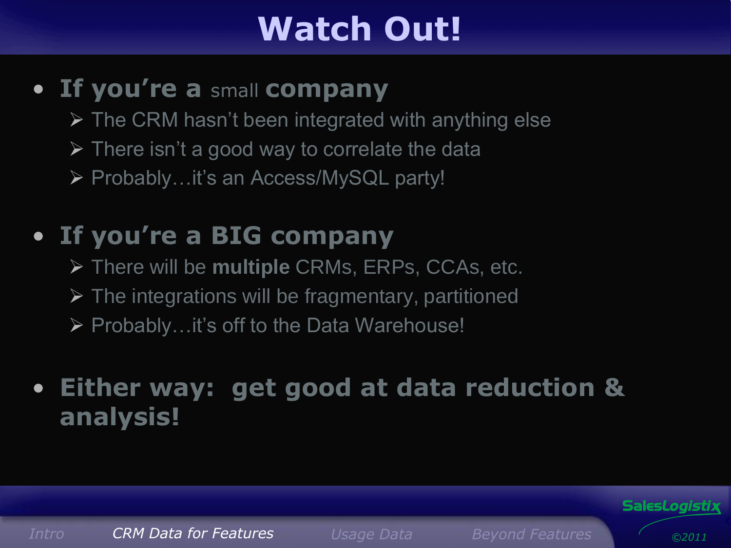# Watch Out!

- **If you're a** small **company**
  - The CRM hasn't been integrated with anything else
  - There isn't a good way to correlate the data
  - Probably…it's an Access/MySQL party!

- **If you're a BIG company**
  - There will be **multiple** CRMs, ERPs, CCAs, etc.
  - The integrations will be fragmentary, partitioned
  - Probably…it's off to the Data Warehouse!

- **Either way: get good at data reduction & analysis!**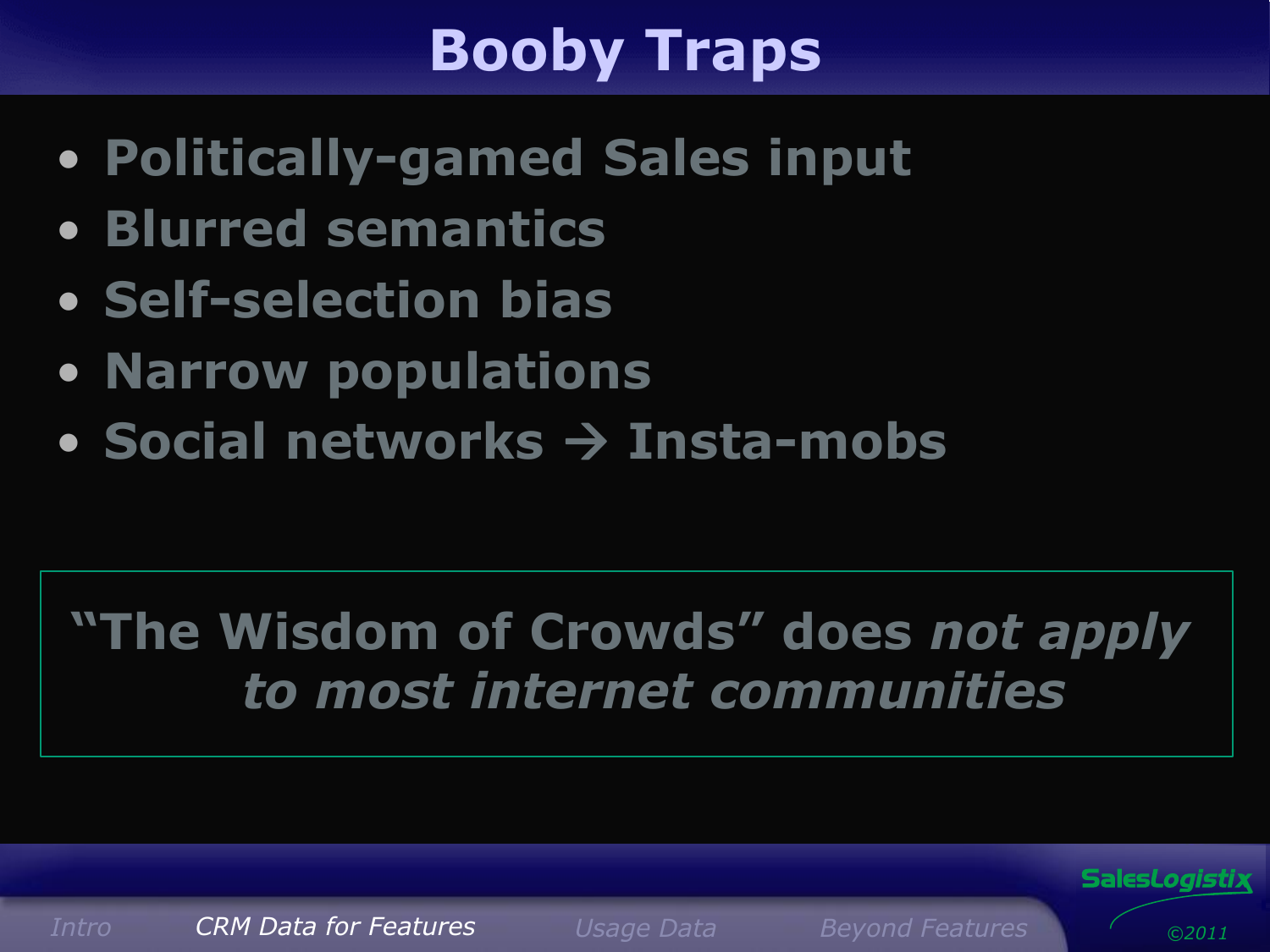# Booby Traps

- Politically-gamed Sales input
- Blurred semantics
- Self-selection bias
- Narrow populations
- Social networks → Insta-mobs

"The Wisdom of Crowds" does *not apply to most internet communities*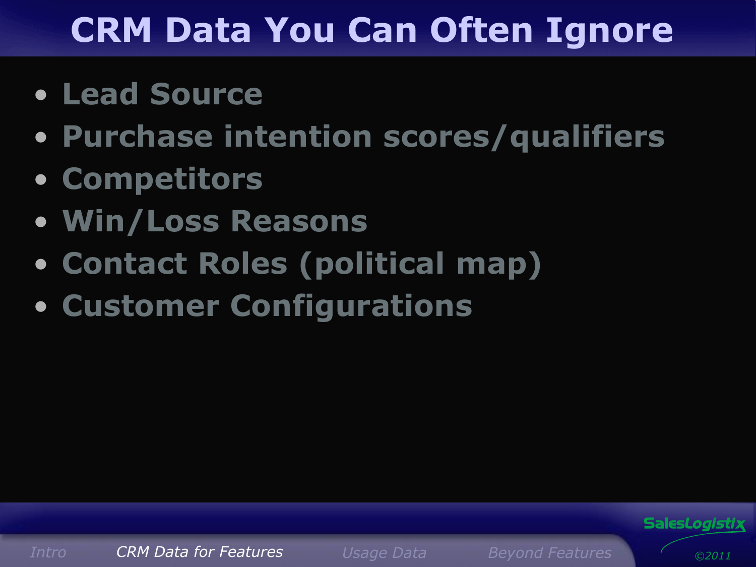# CRM Data You Can Often Ignore

- Lead Source
- Purchase intention scores/qualifiers
- Competitors
- Win/Loss Reasons
- Contact Roles (political map)
- Customer Configurations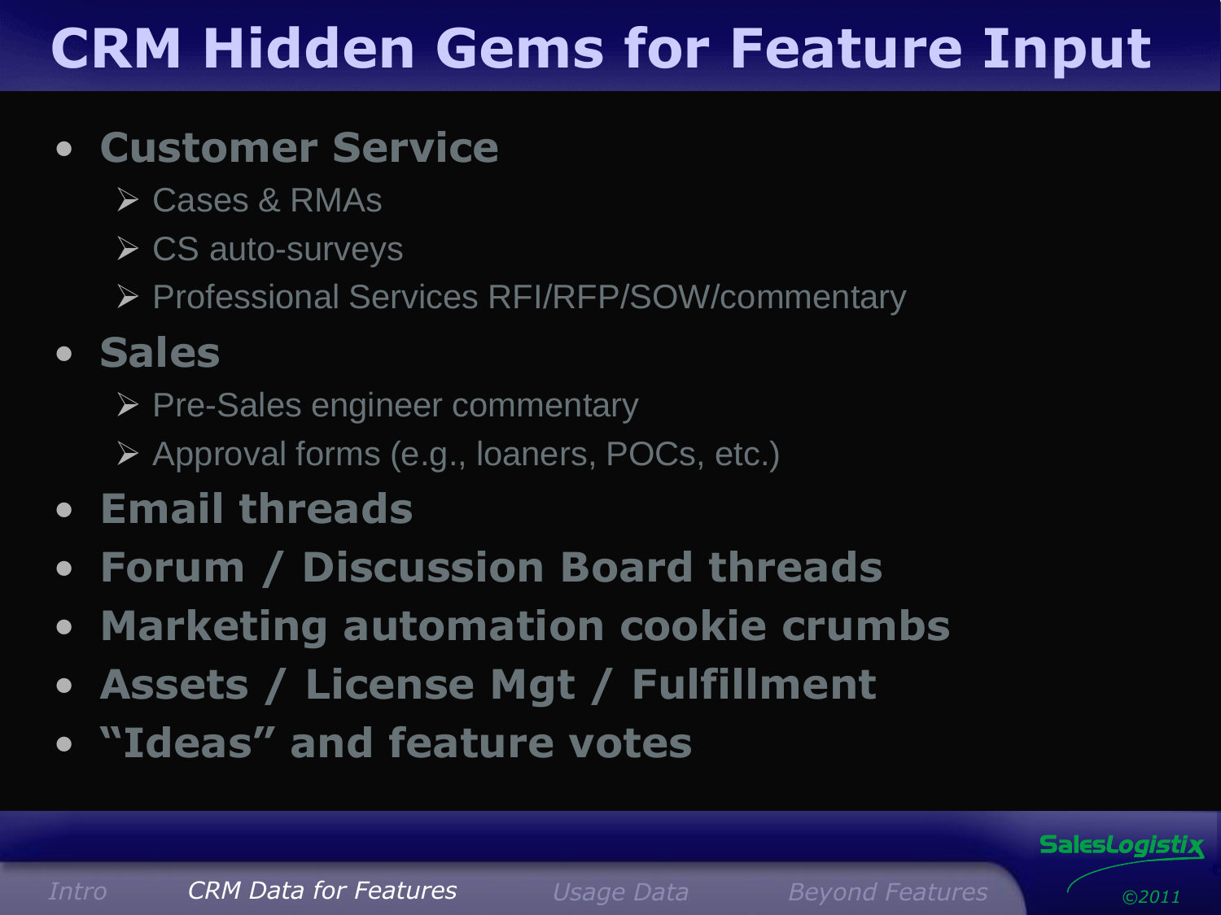# CRM Hidden Gems for Feature Input

- **Customer Service**
  - Cases & RMAs
  - CS auto-surveys
  - Professional Services RFI/RFP/SOW/commentary
- **Sales**
  - Pre-Sales engineer commentary
  - Approval forms (e.g., loaners, POCs, etc.)
- **Email threads**
- **Forum / Discussion Board threads**
- **Marketing automation cookie crumbs**
- **Assets / License Mgt / Fulfillment**
- **"Ideas" and feature votes**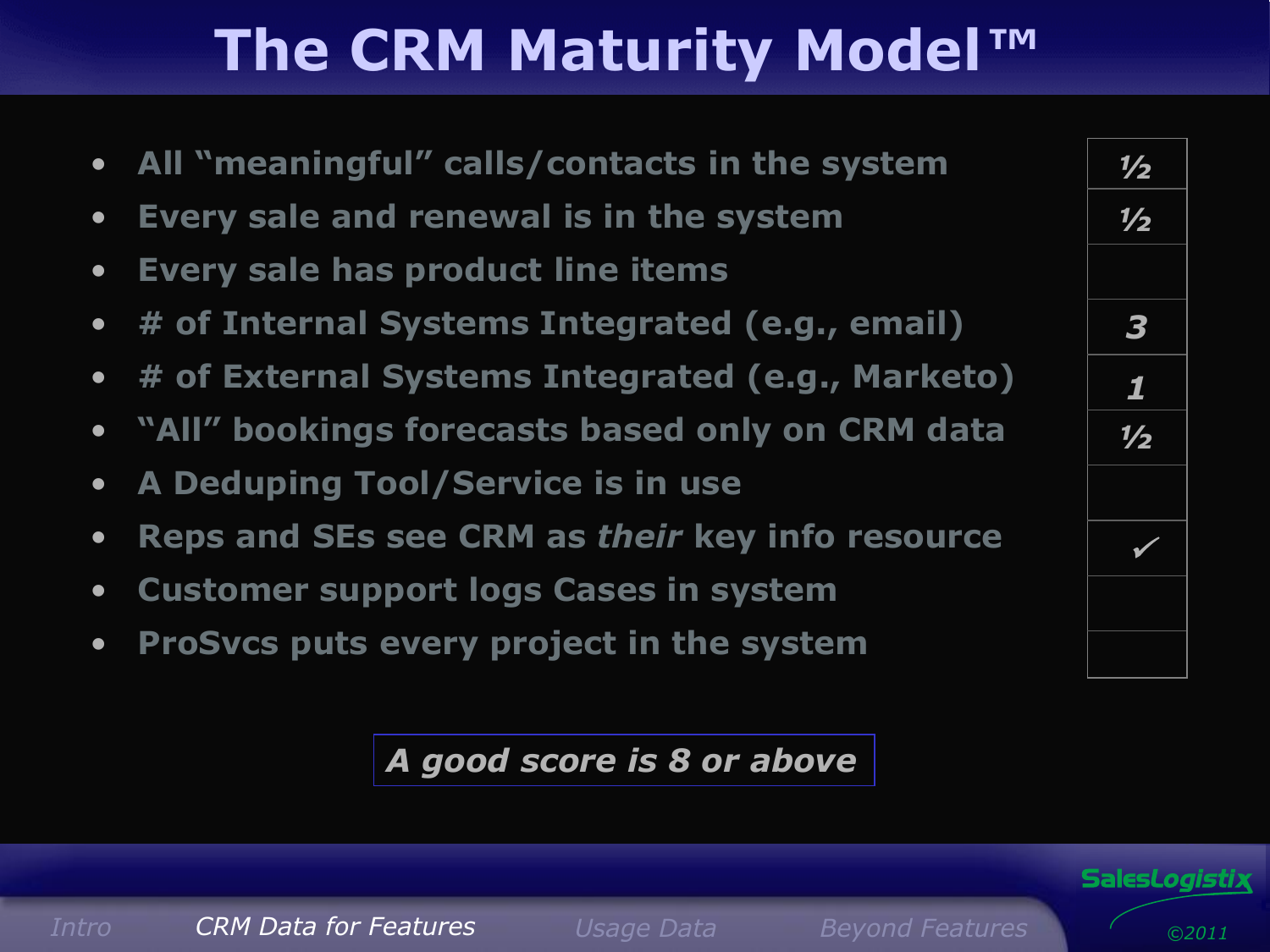# The CRM Maturity Model™

| Criterion | Score |
| --- | --- |
| All "meaningful" calls/contacts in the system | ½ |
| Every sale and renewal is in the system | ½ |
| Every sale has product line items | |
| # of Internal Systems Integrated (e.g., email) | 3 |
| # of External Systems Integrated (e.g., Marketo) | 1 |
| "All" bookings forecasts based only on CRM data | ½ |
| A Deduping Tool/Service is in use | |
| Reps and SEs see CRM as *their* key info resource | ✓ |
| Customer support logs Cases in system | |
| ProSvcs puts every project in the system | |

***A good score is 8 or above***

Intro | CRM Data for Features | Usage Data | Beyond Features

SalesLogistix ©2011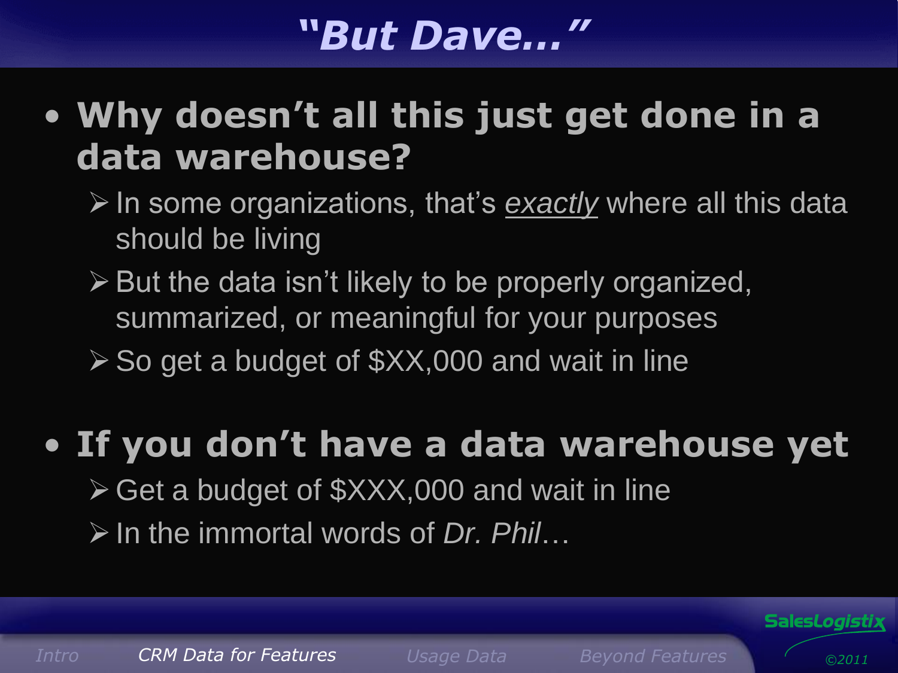# "But Dave…"

- **Why doesn't all this just get done in a data warehouse?**
  - In some organizations, that's *exactly* where all this data should be living
  - But the data isn't likely to be properly organized, summarized, or meaningful for your purposes
  - So get a budget of $XX,000 and wait in line

- **If you don't have a data warehouse yet**
  - Get a budget of $XXX,000 and wait in line
  - In the immortal words of *Dr. Phil*…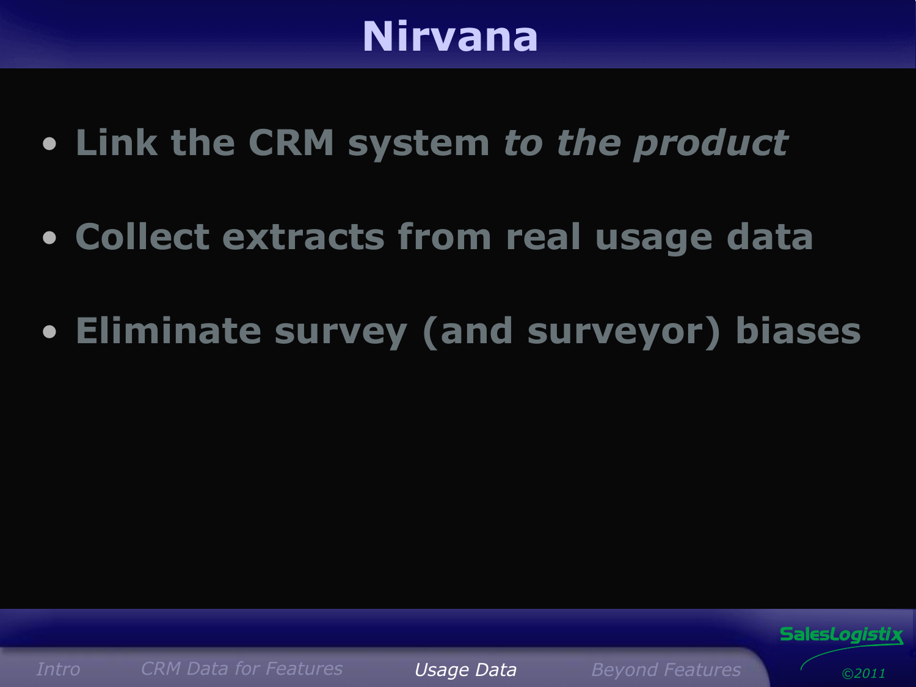# Nirvana

- **Link the CRM system *to the product***
- **Collect extracts from real usage data**
- **Eliminate survey (and surveyor) biases**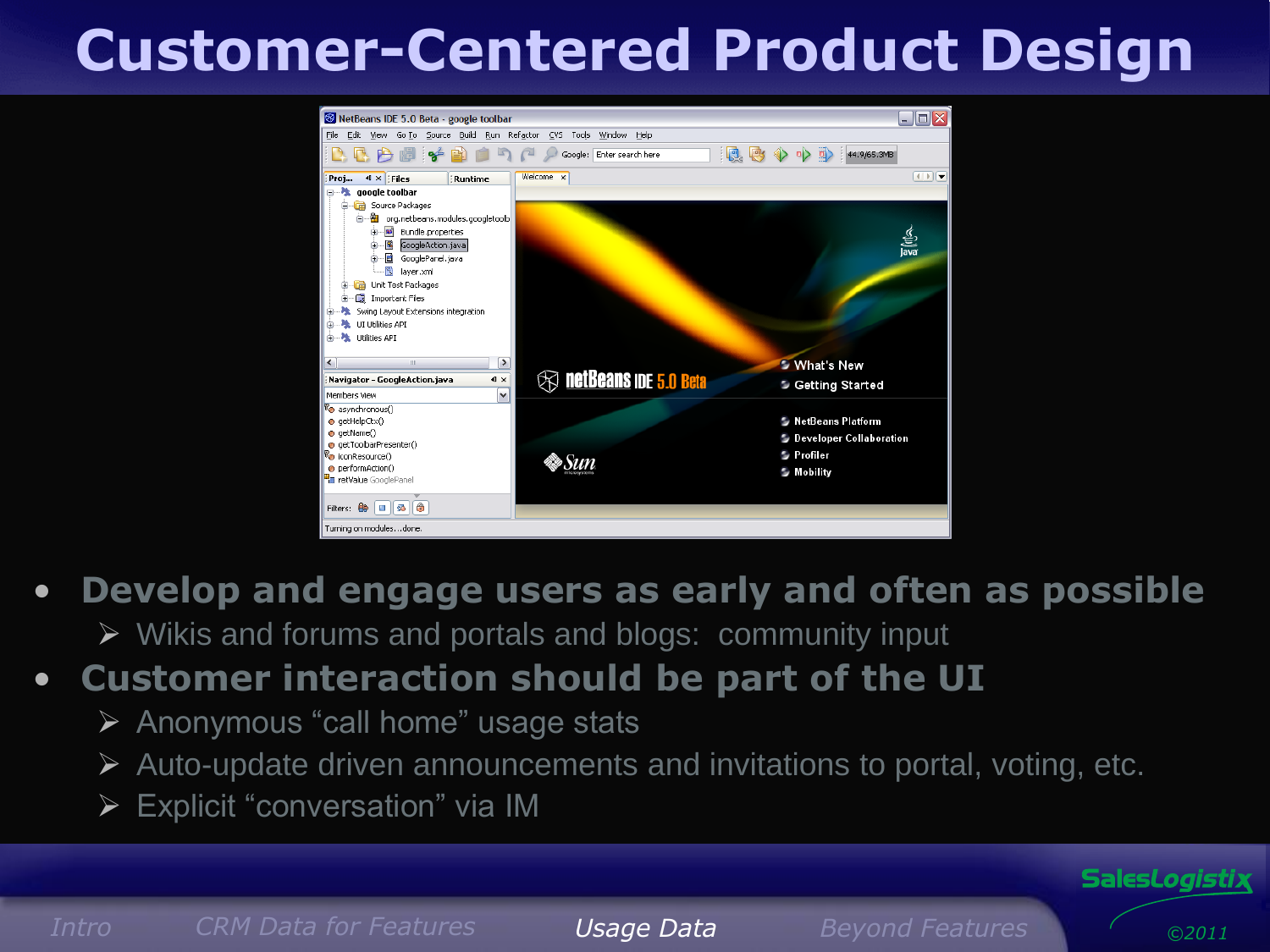# Customer-Centered Product Design

- **Develop and engage users as early and often as possible**
  - Wikis and forums and portals and blogs: community input
- **Customer interaction should be part of the UI**
  - Anonymous "call home" usage stats
  - Auto-update driven announcements and invitations to portal, voting, etc.
  - Explicit "conversation" via IM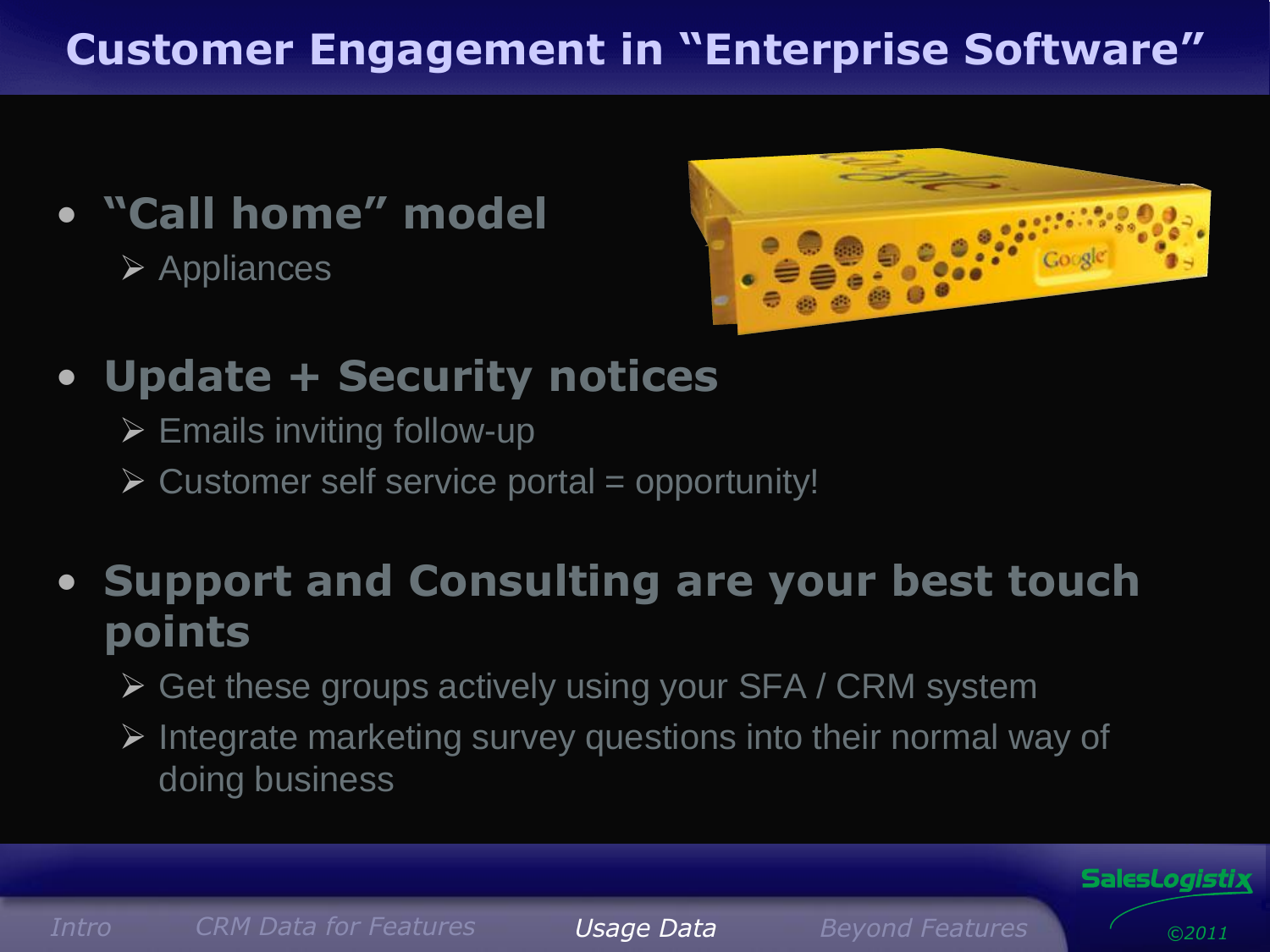# Customer Engagement in "Enterprise Software"

- **"Call home" model**
  - Appliances
- **Update + Security notices**
  - Emails inviting follow-up
  - Customer self service portal = opportunity!
- **Support and Consulting are your best touch points**
  - Get these groups actively using your SFA / CRM system
  - Integrate marketing survey questions into their normal way of doing business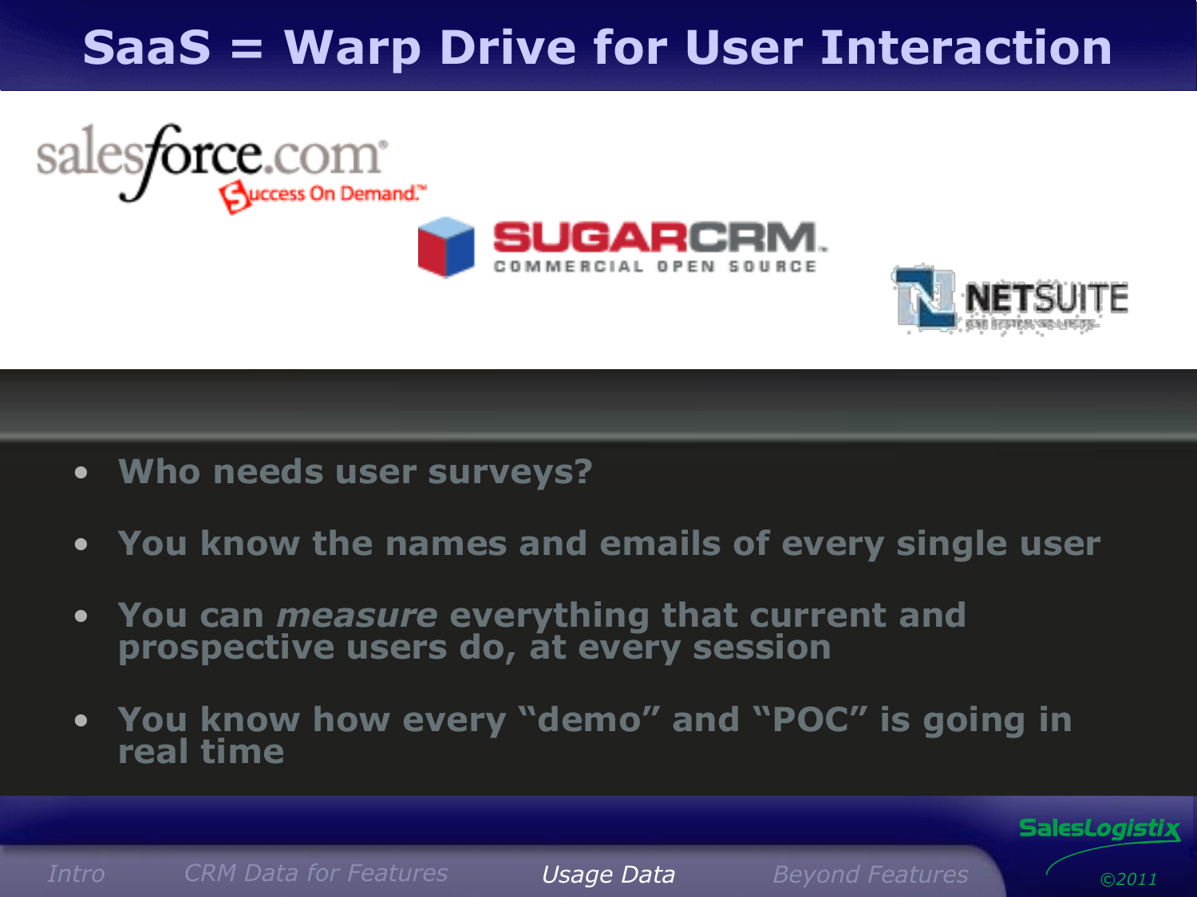# SaaS = Warp Drive for User Interaction

- **Who needs user surveys?**
- **You know the names and emails of every single user**
- **You can *measure* everything that current and prospective users do, at every session**
- **You know how every "demo" and "POC" is going in real time**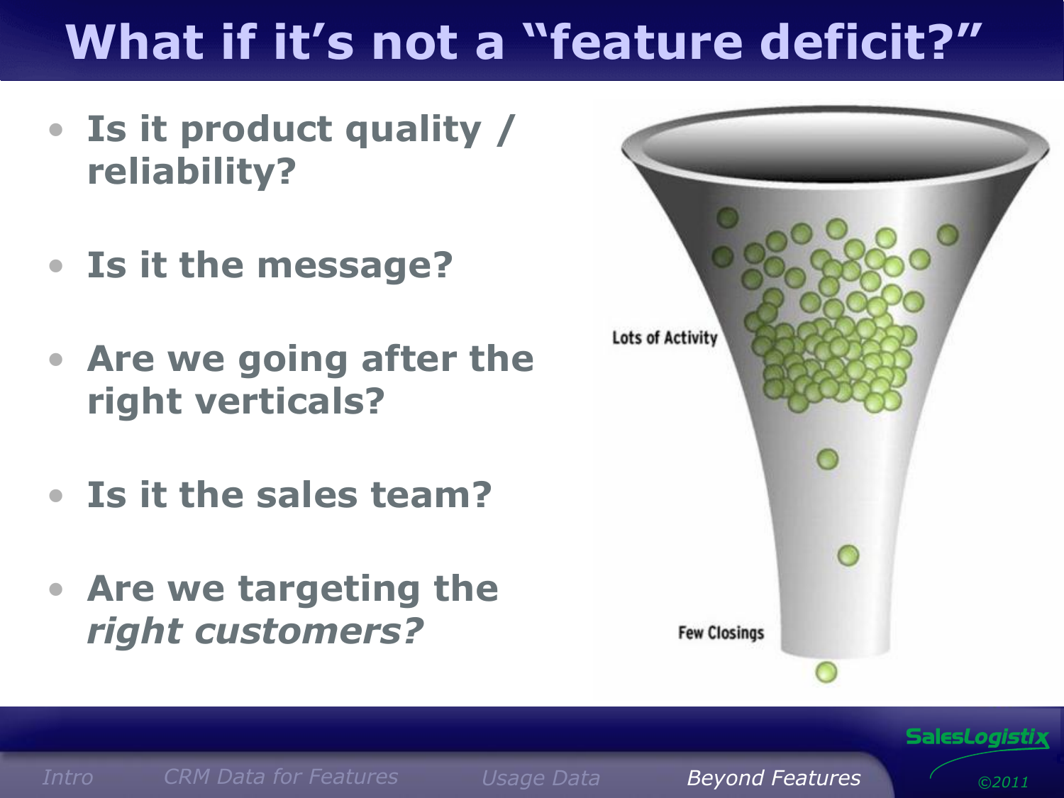# What if it's not a "feature deficit?"

- **Is it product quality / reliability?**
- **Is it the message?**
- **Are we going after the right verticals?**
- **Is it the sales team?**
- **Are we targeting the *right customers?***

Lots of Activity

Few Closings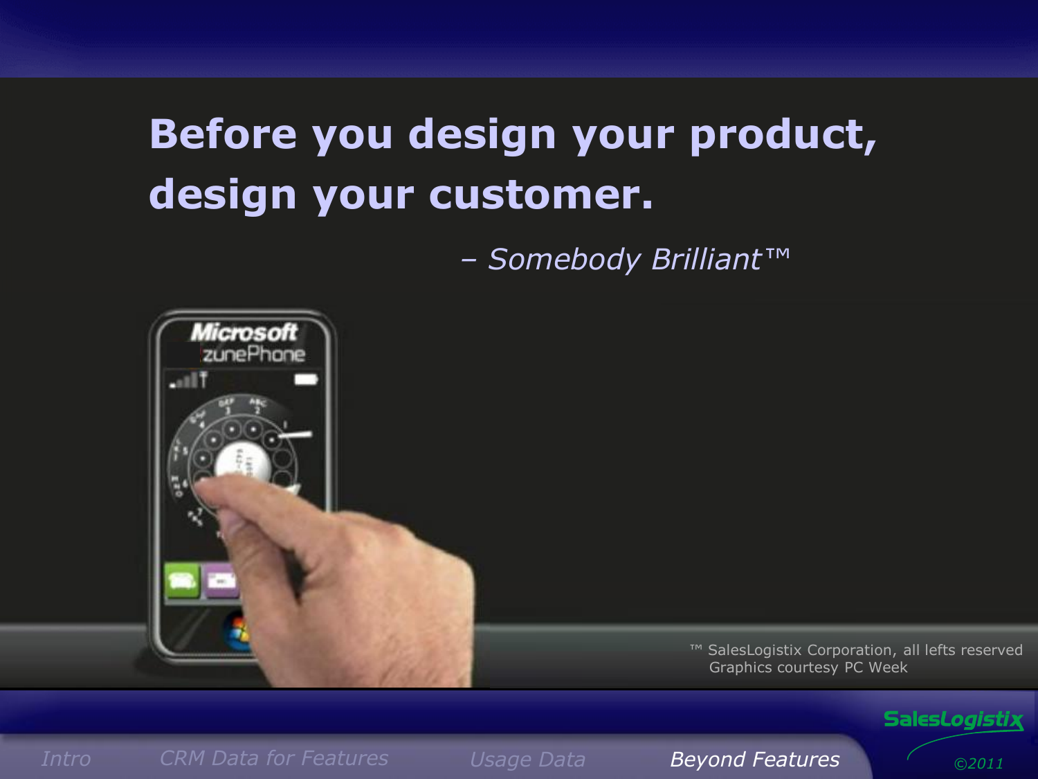# Before you design your product, design your customer.

*– Somebody Brilliant™*

™ SalesLogistix Corporation, all lefts reserved
Graphics courtesy PC Week

Intro | CRM Data for Features | Usage Data | Beyond Features

SalesLogistix ©2011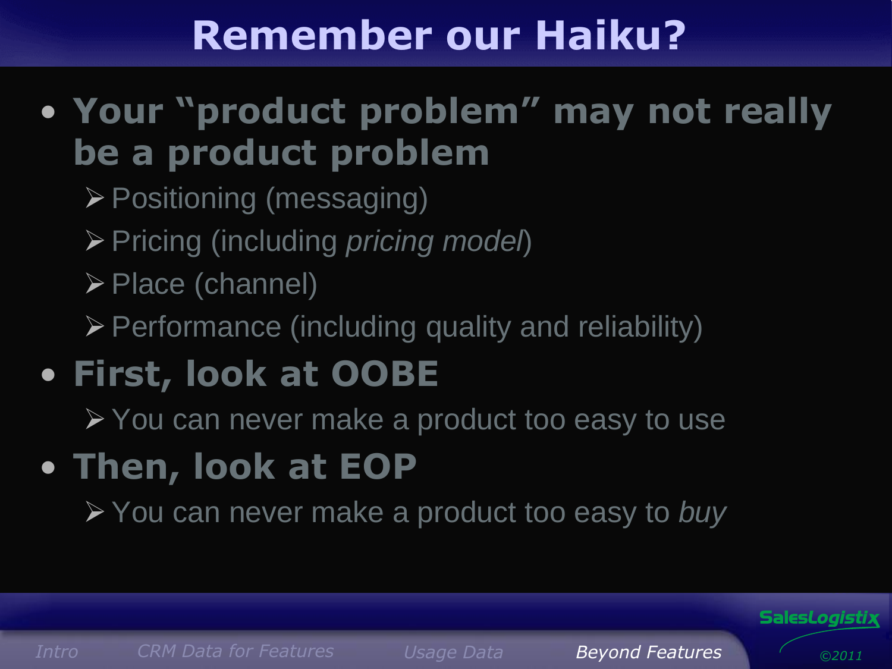# Remember our Haiku?

- **Your "product problem" may not really be a product problem**
  - Positioning (messaging)
  - Pricing (including *pricing model*)
  - Place (channel)
  - Performance (including quality and reliability)
- **First, look at OOBE**
  - You can never make a product too easy to use
- **Then, look at EOP**
  - You can never make a product too easy to *buy*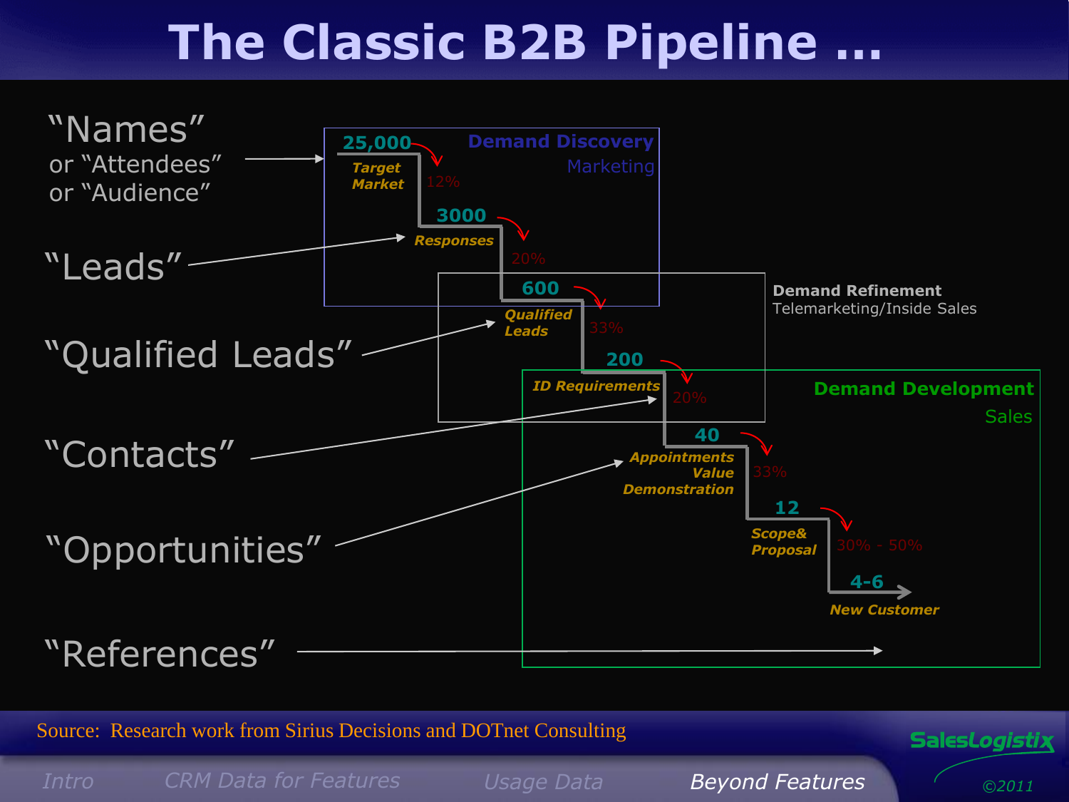# The Classic B2B Pipeline …

**Demand Discovery**
Marketing

**Demand Refinement**
Telemarketing/Inside Sales

**Demand Development**
Sales

| Label | Count | Stage | Conversion to next |
|---|---|---|---|
| "Names" or "Attendees" or "Audience" | 25,000 | Target Market | 12% |
| "Leads" | 3000 | Responses | 20% |
| "Qualified Leads" | 600 | Qualified Leads | 33% |
| "Contacts" | 200 | ID Requirements | 20% |
| "Opportunities" | 40 | Appointments Value Demonstration | 33% |
| | 12 | Scope& Proposal | 30% - 50% |
| "References" | 4-6 | New Customer | |

Source: Research work from Sirius Decisions and DOTnet Consulting

Intro | CRM Data for Features | Usage Data | Beyond Features

SalesLogistix ©2011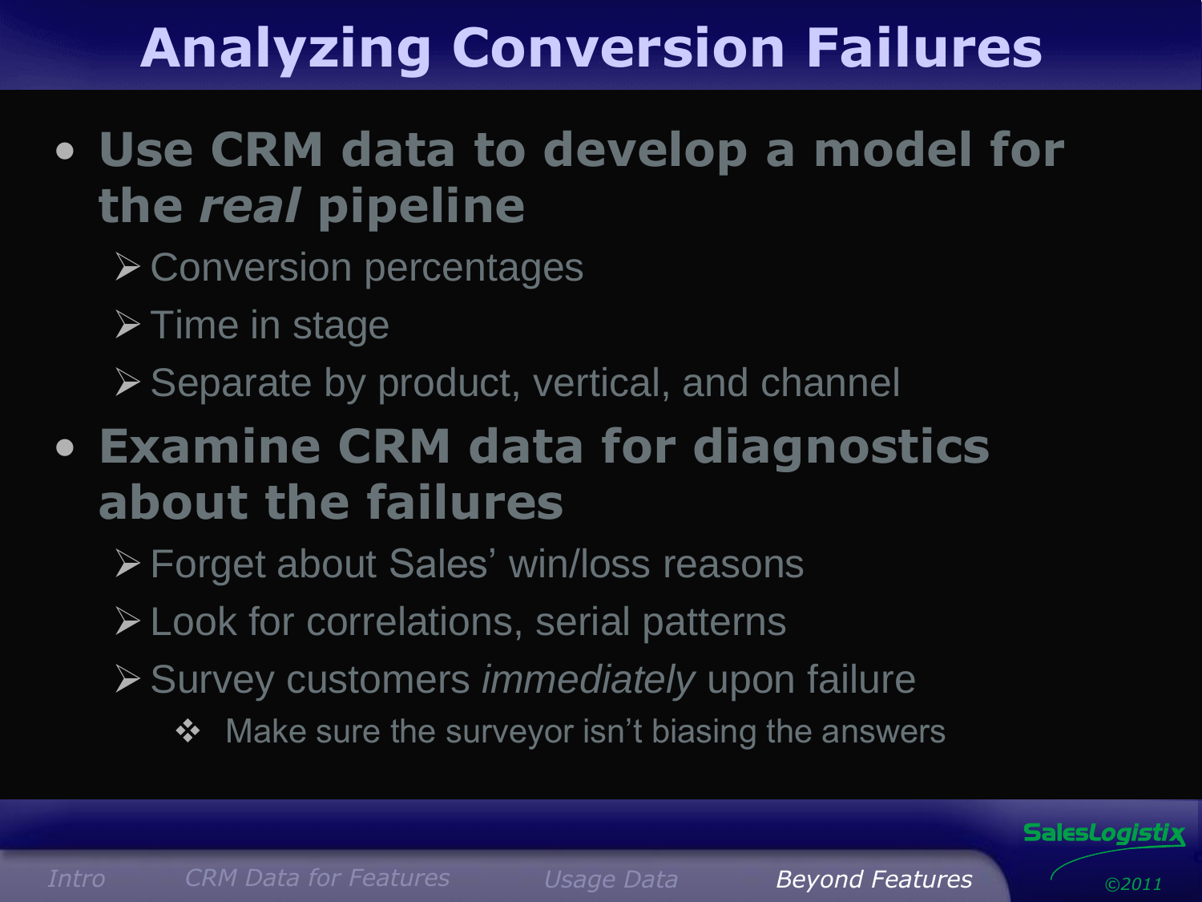# Analyzing Conversion Failures

- **Use CRM data to develop a model for the *real* pipeline**
  - Conversion percentages
  - Time in stage
  - Separate by product, vertical, and channel
- **Examine CRM data for diagnostics about the failures**
  - Forget about Sales' win/loss reasons
  - Look for correlations, serial patterns
  - Survey customers *immediately* upon failure
    - Make sure the surveyor isn't biasing the answers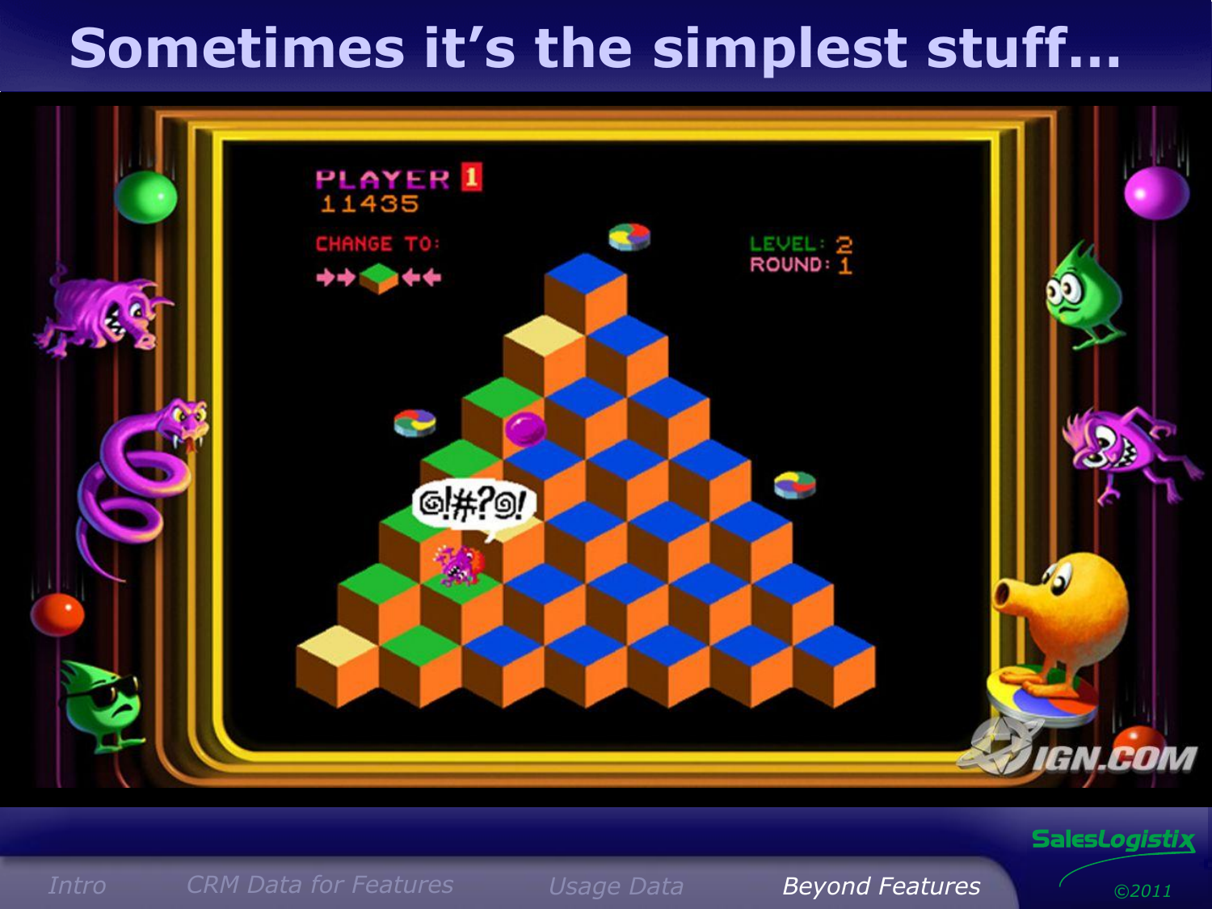# Sometimes it's the simplest stuff…

Intro | CRM Data for Features | Usage Data | Beyond Features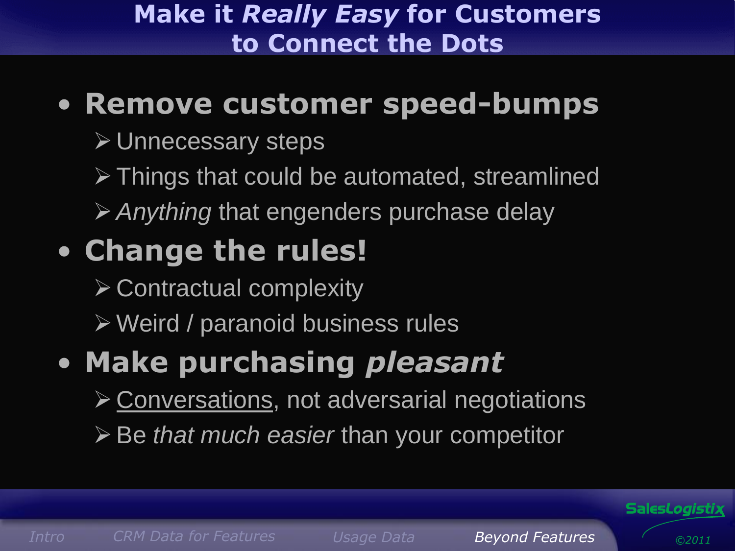# Make it *Really Easy* for Customers to Connect the Dots

- **Remove customer speed-bumps**
  - Unnecessary steps
  - Things that could be automated, streamlined
  - *Anything* that engenders purchase delay
- **Change the rules!**
  - Contractual complexity
  - Weird / paranoid business rules
- **Make purchasing *pleasant***
  - <u>Conversations</u>, not adversarial negotiations
  - Be *that much easier* than your competitor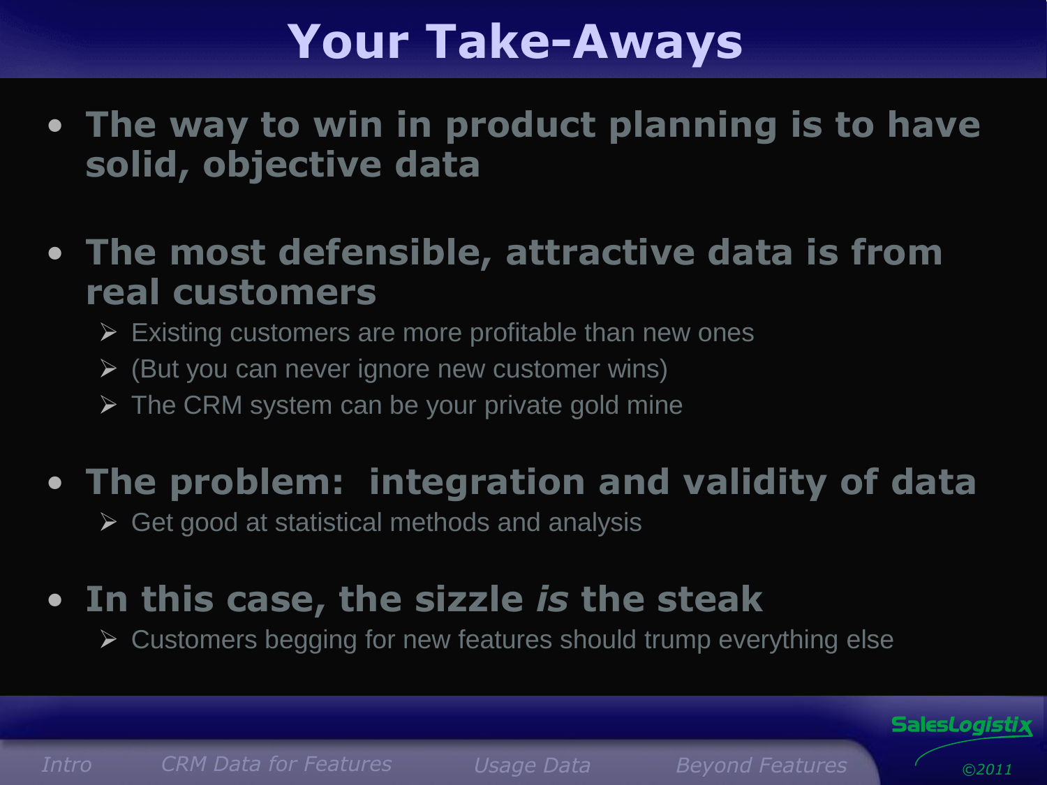# Your Take-Aways

- **The way to win in product planning is to have solid, objective data**
- **The most defensible, attractive data is from real customers**
  - Existing customers are more profitable than new ones
  - (But you can never ignore new customer wins)
  - The CRM system can be your private gold mine
- **The problem: integration and validity of data**
  - Get good at statistical methods and analysis
- **In this case, the sizzle *is* the steak**
  - Customers begging for new features should trump everything else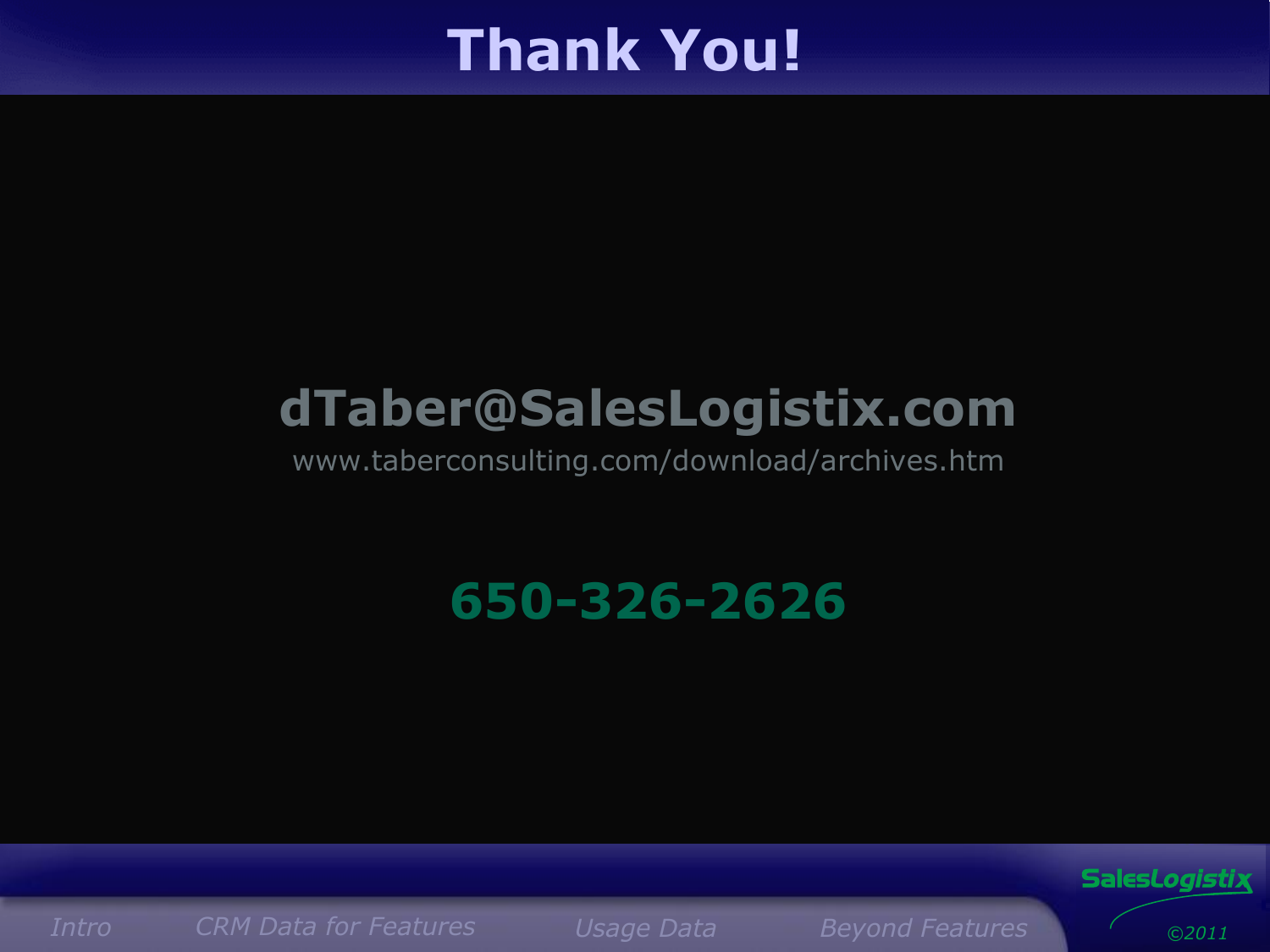# Thank You!

**dTaber@SalesLogistix.com**

www.taberconsulting.com/download/archives.htm

**650-326-2626**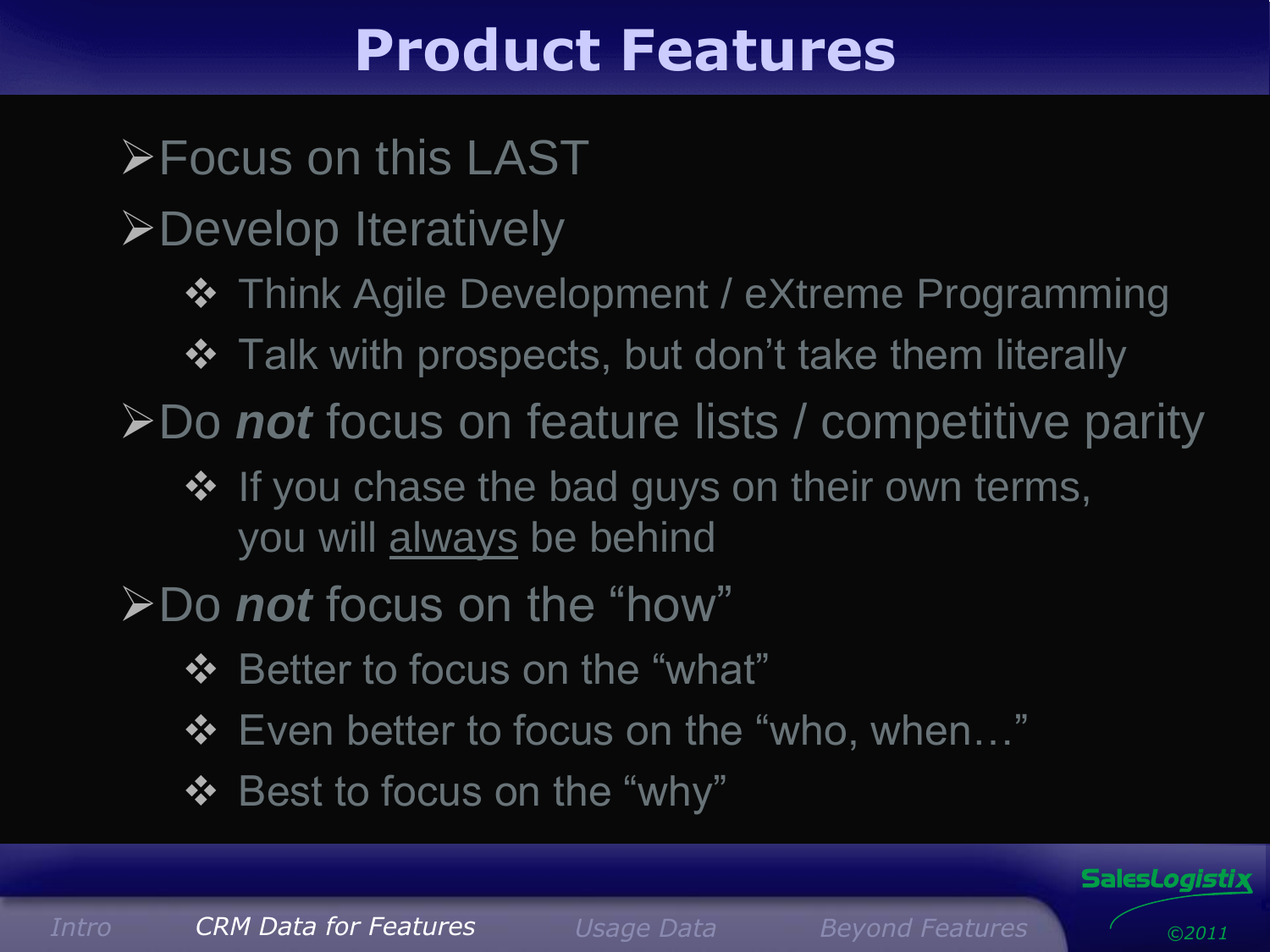# Product Features

- Focus on this LAST
- Develop Iteratively
  - Think Agile Development / eXtreme Programming
  - Talk with prospects, but don't take them literally
- Do ***not*** focus on feature lists / competitive parity
  - If you chase the bad guys on their own terms, you will <u>always</u> be behind
- Do ***not*** focus on the "how"
  - Better to focus on the "what"
  - Even better to focus on the "who, when…"
  - Best to focus on the "why"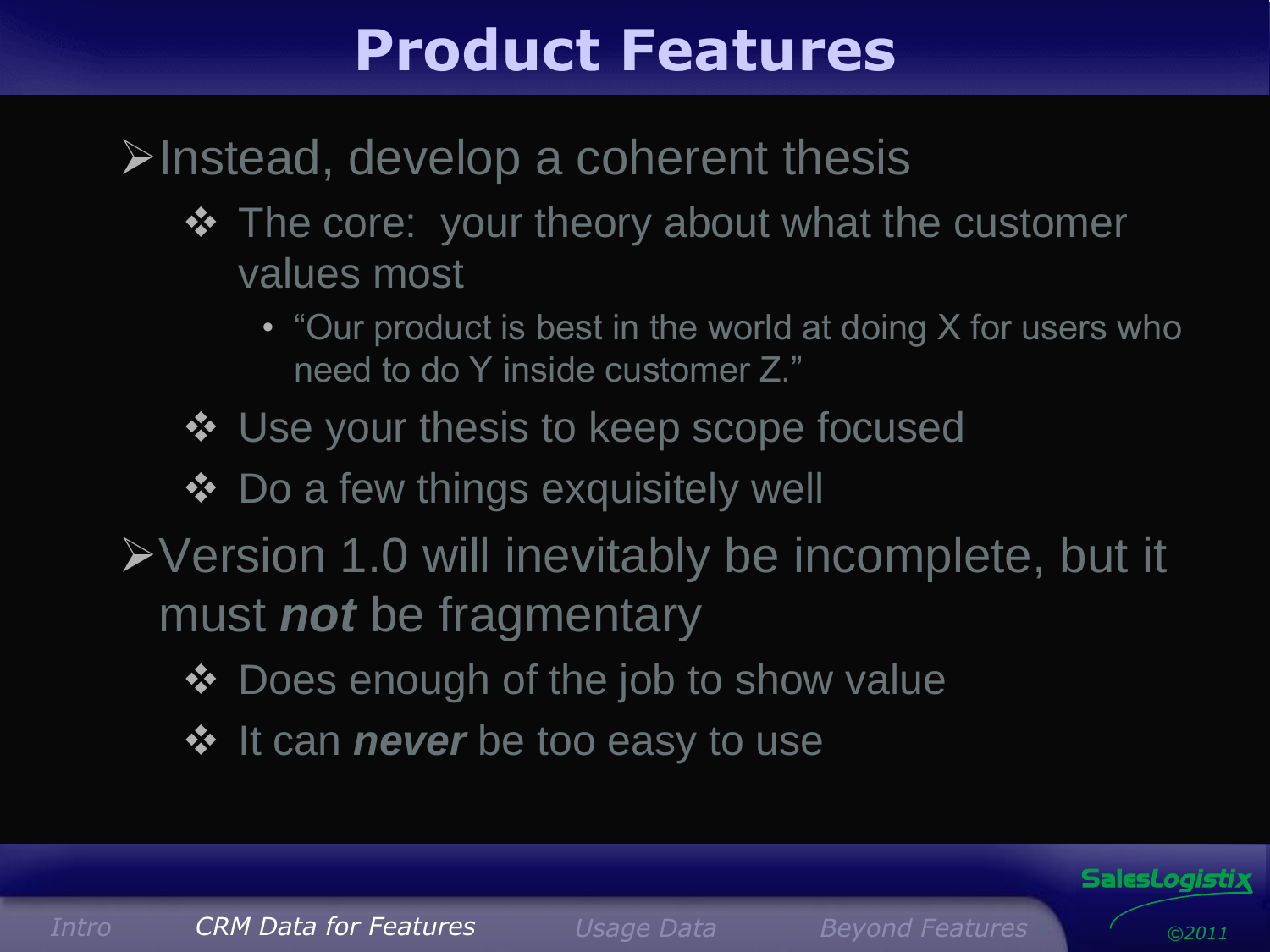# Product Features

- Instead, develop a coherent thesis
  - The core: your theory about what the customer values most
    - "Our product is best in the world at doing X for users who need to do Y inside customer Z."
  - Use your thesis to keep scope focused
  - Do a few things exquisitely well
- Version 1.0 will inevitably be incomplete, but it must ***not*** be fragmentary
  - Does enough of the job to show value
  - It can ***never*** be too easy to use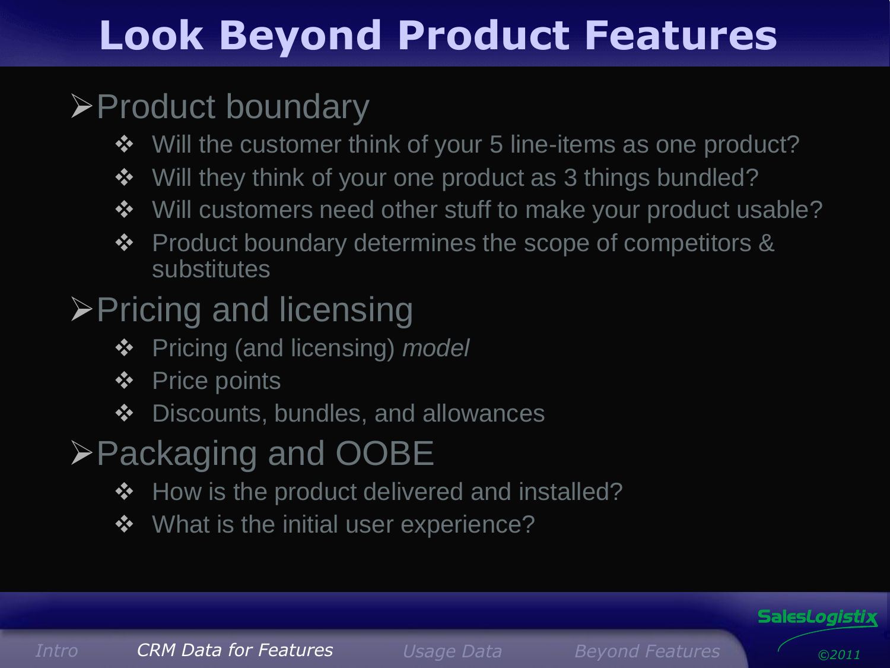# Look Beyond Product Features

- Product boundary
  - Will the customer think of your 5 line-items as one product?
  - Will they think of your one product as 3 things bundled?
  - Will customers need other stuff to make your product usable?
  - Product boundary determines the scope of competitors & substitutes
- Pricing and licensing
  - Pricing (and licensing) *model*
  - Price points
  - Discounts, bundles, and allowances
- Packaging and OOBE
  - How is the product delivered and installed?
  - What is the initial user experience?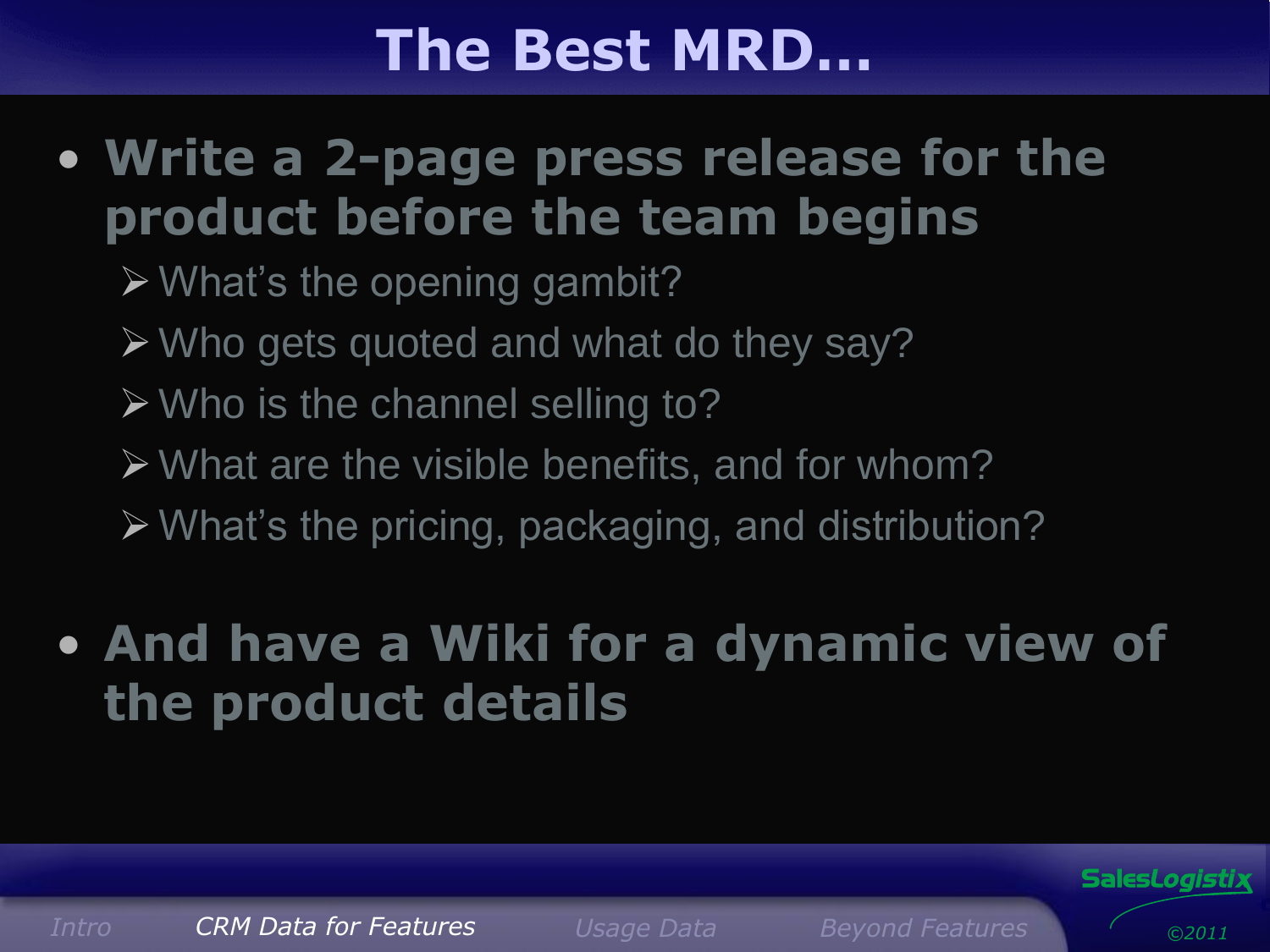# The Best MRD…

- **Write a 2-page press release for the product before the team begins**
  - What's the opening gambit?
  - Who gets quoted and what do they say?
  - Who is the channel selling to?
  - What are the visible benefits, and for whom?
  - What's the pricing, packaging, and distribution?

- **And have a Wiki for a dynamic view of the product details**